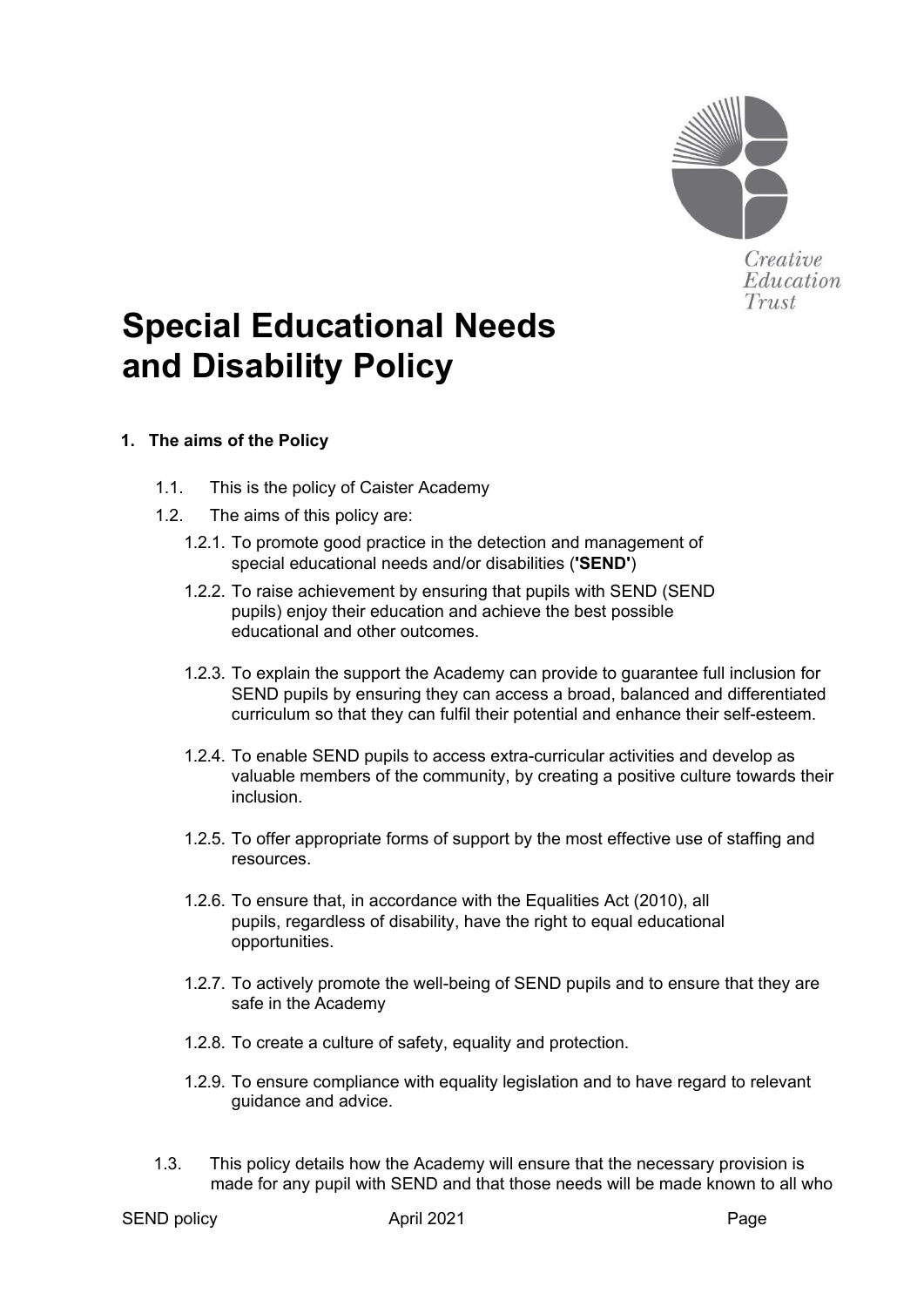Creative Education Trust

# Special Educational Needs and Disability Policy

## 1. The aims of the Policy

1.1. This is the policy of Caister Academy

1.2. The aims of this policy are:

1.2.1. To promote good practice in the detection and management of special educational needs and/or disabilities (**'SEND'**)

1.2.2. To raise achievement by ensuring that pupils with SEND (SEND pupils) enjoy their education and achieve the best possible educational and other outcomes.

1.2.3. To explain the support the Academy can provide to guarantee full inclusion for SEND pupils by ensuring they can access a broad, balanced and differentiated curriculum so that they can fulfil their potential and enhance their self-esteem.

1.2.4. To enable SEND pupils to access extra-curricular activities and develop as valuable members of the community, by creating a positive culture towards their inclusion.

1.2.5. To offer appropriate forms of support by the most effective use of staffing and resources.

1.2.6. To ensure that, in accordance with the Equalities Act (2010), all pupils, regardless of disability, have the right to equal educational opportunities.

1.2.7. To actively promote the well-being of SEND pupils and to ensure that they are safe in the Academy

1.2.8. To create a culture of safety, equality and protection.

1.2.9. To ensure compliance with equality legislation and to have regard to relevant guidance and advice.

1.3. This policy details how the Academy will ensure that the necessary provision is made for any pupil with SEND and that those needs will be made known to all who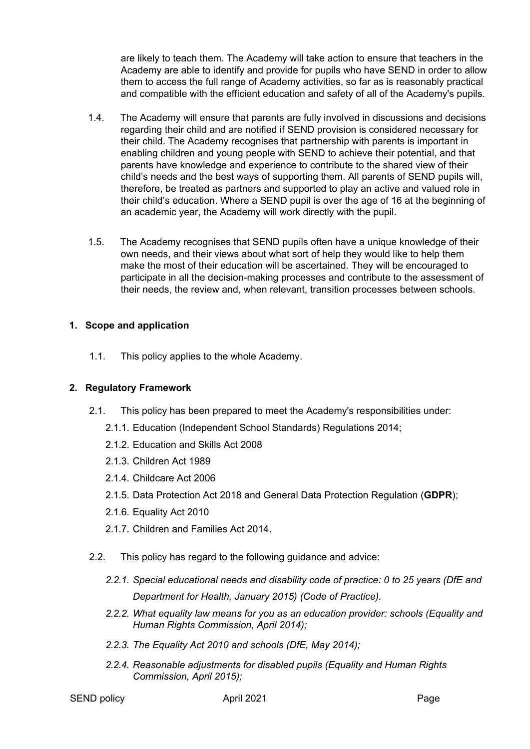are likely to teach them. The Academy will take action to ensure that teachers in the Academy are able to identify and provide for pupils who have SEND in order to allow them to access the full range of Academy activities, so far as is reasonably practical and compatible with the efficient education and safety of all of the Academy's pupils.

1.4. The Academy will ensure that parents are fully involved in discussions and decisions regarding their child and are notified if SEND provision is considered necessary for their child. The Academy recognises that partnership with parents is important in enabling children and young people with SEND to achieve their potential, and that parents have knowledge and experience to contribute to the shared view of their child's needs and the best ways of supporting them. All parents of SEND pupils will, therefore, be treated as partners and supported to play an active and valued role in their child's education. Where a SEND pupil is over the age of 16 at the beginning of an academic year, the Academy will work directly with the pupil.

1.5. The Academy recognises that SEND pupils often have a unique knowledge of their own needs, and their views about what sort of help they would like to help them make the most of their education will be ascertained. They will be encouraged to participate in all the decision-making processes and contribute to the assessment of their needs, the review and, when relevant, transition processes between schools.

## 1. Scope and application

1.1. This policy applies to the whole Academy.

## 2. Regulatory Framework

2.1. This policy has been prepared to meet the Academy's responsibilities under:

2.1.1. Education (Independent School Standards) Regulations 2014;

2.1.2. Education and Skills Act 2008

2.1.3. Children Act 1989

2.1.4. Childcare Act 2006

2.1.5. Data Protection Act 2018 and General Data Protection Regulation (**GDPR**);

2.1.6. Equality Act 2010

2.1.7. Children and Families Act 2014.

2.2. This policy has regard to the following guidance and advice:

*2.2.1. Special educational needs and disability code of practice: 0 to 25 years (DfE and Department for Health, January 2015) (Code of Practice).*

*2.2.2. What equality law means for you as an education provider: schools (Equality and Human Rights Commission, April 2014);*

*2.2.3. The Equality Act 2010 and schools (DfE, May 2014);*

*2.2.4. Reasonable adjustments for disabled pupils (Equality and Human Rights Commission, April 2015);*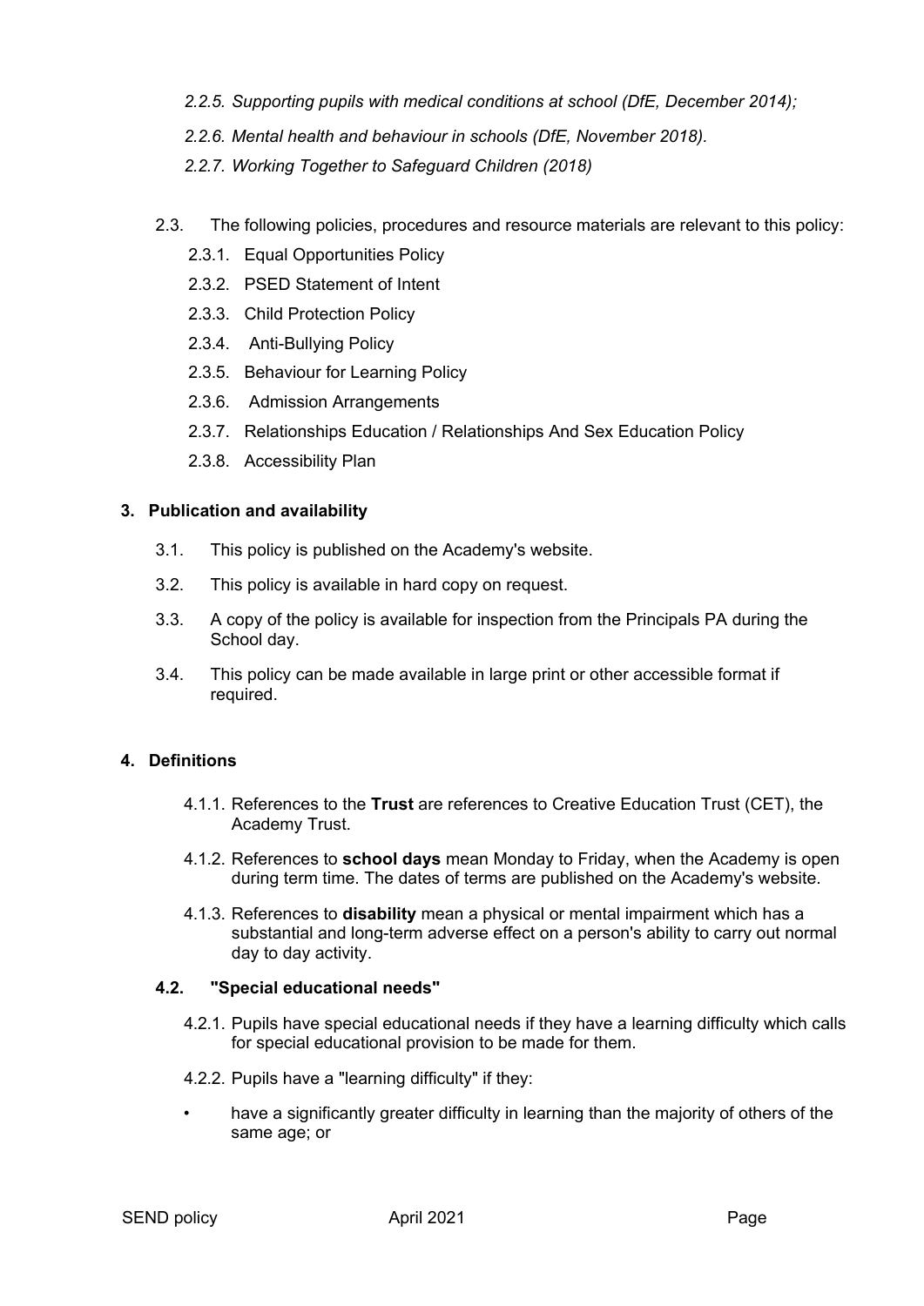*2.2.5. Supporting pupils with medical conditions at school (DfE, December 2014);*

*2.2.6. Mental health and behaviour in schools (DfE, November 2018).*

*2.2.7. Working Together to Safeguard Children (2018)*

2.3. The following policies, procedures and resource materials are relevant to this policy:

2.3.1. Equal Opportunities Policy

2.3.2. PSED Statement of Intent

2.3.3. Child Protection Policy

2.3.4. Anti-Bullying Policy

2.3.5. Behaviour for Learning Policy

2.3.6. Admission Arrangements

2.3.7. Relationships Education / Relationships And Sex Education Policy

2.3.8. Accessibility Plan

## 3. Publication and availability

3.1. This policy is published on the Academy's website.

3.2. This policy is available in hard copy on request.

3.3. A copy of the policy is available for inspection from the Principals PA during the School day.

3.4. This policy can be made available in large print or other accessible format if required.

## 4. Definitions

4.1.1. References to the **Trust** are references to Creative Education Trust (CET), the Academy Trust.

4.1.2. References to **school days** mean Monday to Friday, when the Academy is open during term time. The dates of terms are published on the Academy's website.

4.1.3. References to **disability** mean a physical or mental impairment which has a substantial and long-term adverse effect on a person's ability to carry out normal day to day activity.

### 4.2. "Special educational needs"

4.2.1. Pupils have special educational needs if they have a learning difficulty which calls for special educational provision to be made for them.

4.2.2. Pupils have a "learning difficulty" if they:

- have a significantly greater difficulty in learning than the majority of others of the same age; or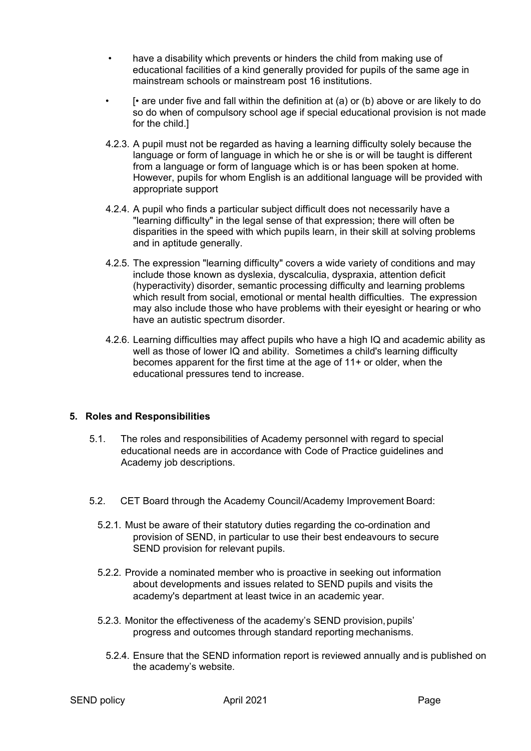- have a disability which prevents or hinders the child from making use of educational facilities of a kind generally provided for pupils of the same age in mainstream schools or mainstream post 16 institutions.
- [• are under five and fall within the definition at (a) or (b) above or are likely to do so do when of compulsory school age if special educational provision is not made for the child.]

4.2.3. A pupil must not be regarded as having a learning difficulty solely because the language or form of language in which he or she is or will be taught is different from a language or form of language which is or has been spoken at home. However, pupils for whom English is an additional language will be provided with appropriate support

4.2.4. A pupil who finds a particular subject difficult does not necessarily have a "learning difficulty" in the legal sense of that expression; there will often be disparities in the speed with which pupils learn, in their skill at solving problems and in aptitude generally.

4.2.5. The expression "learning difficulty" covers a wide variety of conditions and may include those known as dyslexia, dyscalculia, dyspraxia, attention deficit (hyperactivity) disorder, semantic processing difficulty and learning problems which result from social, emotional or mental health difficulties. The expression may also include those who have problems with their eyesight or hearing or who have an autistic spectrum disorder.

4.2.6. Learning difficulties may affect pupils who have a high IQ and academic ability as well as those of lower IQ and ability. Sometimes a child's learning difficulty becomes apparent for the first time at the age of 11+ or older, when the educational pressures tend to increase.

## 5. Roles and Responsibilities

5.1. The roles and responsibilities of Academy personnel with regard to special educational needs are in accordance with Code of Practice guidelines and Academy job descriptions.

5.2. CET Board through the Academy Council/Academy Improvement Board:

5.2.1. Must be aware of their statutory duties regarding the co-ordination and provision of SEND, in particular to use their best endeavours to secure SEND provision for relevant pupils.

5.2.2. Provide a nominated member who is proactive in seeking out information about developments and issues related to SEND pupils and visits the academy's department at least twice in an academic year.

5.2.3. Monitor the effectiveness of the academy's SEND provision, pupils' progress and outcomes through standard reporting mechanisms.

5.2.4. Ensure that the SEND information report is reviewed annually and is published on the academy's website.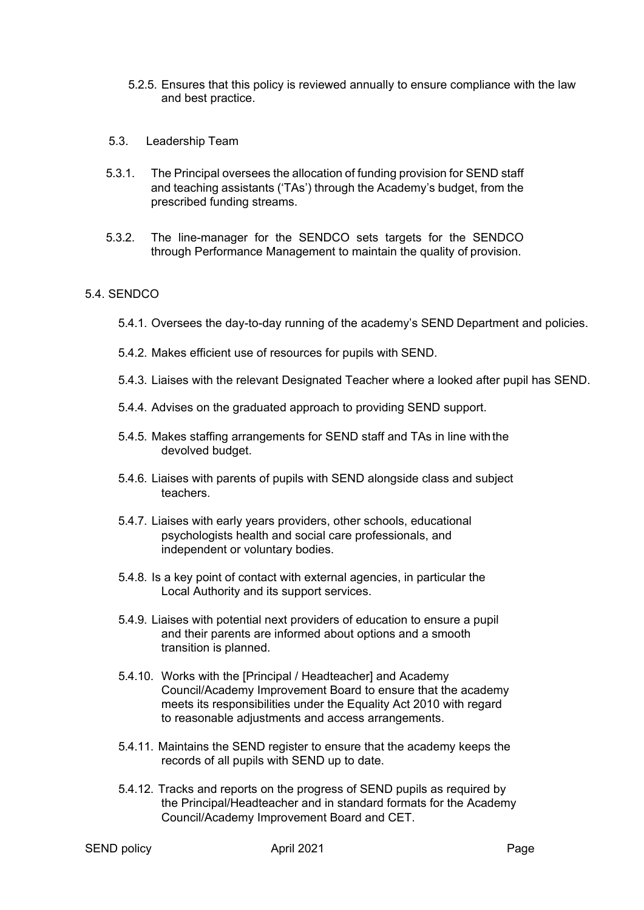5.2.5. Ensures that this policy is reviewed annually to ensure compliance with the law and best practice.

5.3. Leadership Team

5.3.1. The Principal oversees the allocation of funding provision for SEND staff and teaching assistants ('TAs') through the Academy's budget, from the prescribed funding streams.

5.3.2. The line-manager for the SENDCO sets targets for the SENDCO through Performance Management to maintain the quality of provision.

5.4. SENDCO

5.4.1. Oversees the day-to-day running of the academy's SEND Department and policies.

5.4.2. Makes efficient use of resources for pupils with SEND.

5.4.3. Liaises with the relevant Designated Teacher where a looked after pupil has SEND.

5.4.4. Advises on the graduated approach to providing SEND support.

5.4.5. Makes staffing arrangements for SEND staff and TAs in line with the devolved budget.

5.4.6. Liaises with parents of pupils with SEND alongside class and subject teachers.

5.4.7. Liaises with early years providers, other schools, educational psychologists health and social care professionals, and independent or voluntary bodies.

5.4.8. Is a key point of contact with external agencies, in particular the Local Authority and its support services.

5.4.9. Liaises with potential next providers of education to ensure a pupil and their parents are informed about options and a smooth transition is planned.

5.4.10. Works with the [Principal / Headteacher] and Academy Council/Academy Improvement Board to ensure that the academy meets its responsibilities under the Equality Act 2010 with regard to reasonable adjustments and access arrangements.

5.4.11. Maintains the SEND register to ensure that the academy keeps the records of all pupils with SEND up to date.

5.4.12. Tracks and reports on the progress of SEND pupils as required by the Principal/Headteacher and in standard formats for the Academy Council/Academy Improvement Board and CET.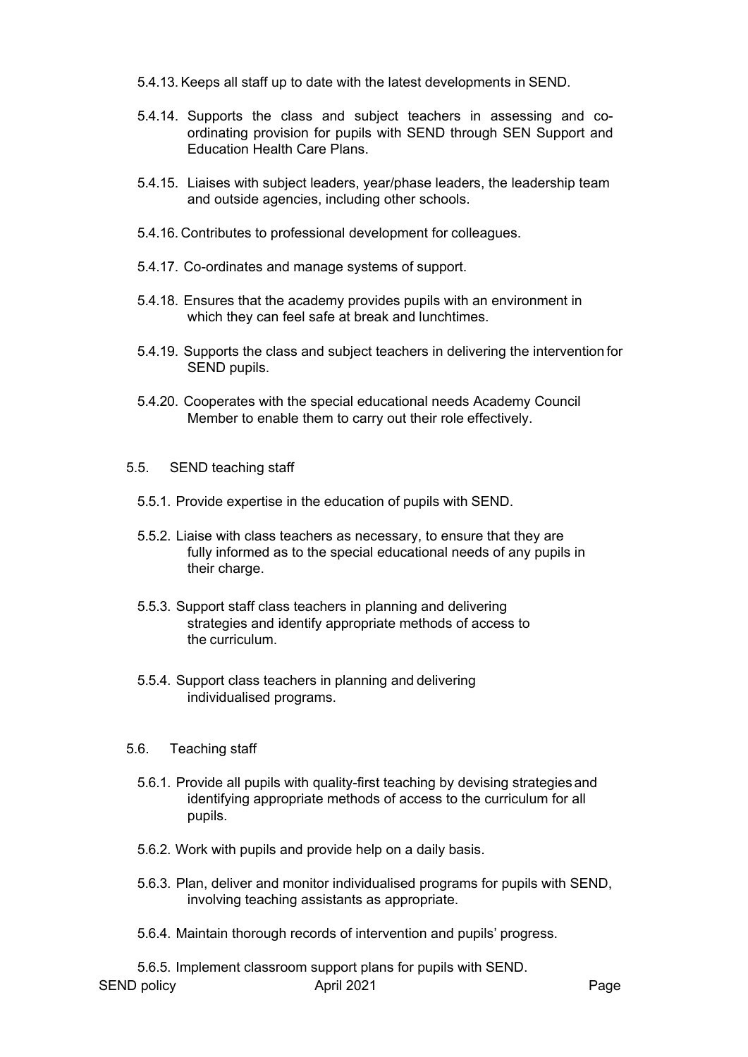5.4.13. Keeps all staff up to date with the latest developments in SEND.

5.4.14. Supports the class and subject teachers in assessing and co-ordinating provision for pupils with SEND through SEN Support and Education Health Care Plans.

5.4.15. Liaises with subject leaders, year/phase leaders, the leadership team and outside agencies, including other schools.

5.4.16. Contributes to professional development for colleagues.

5.4.17. Co-ordinates and manage systems of support.

5.4.18. Ensures that the academy provides pupils with an environment in which they can feel safe at break and lunchtimes.

5.4.19. Supports the class and subject teachers in delivering the intervention for SEND pupils.

5.4.20. Cooperates with the special educational needs Academy Council Member to enable them to carry out their role effectively.

5.5. SEND teaching staff

5.5.1. Provide expertise in the education of pupils with SEND.

5.5.2. Liaise with class teachers as necessary, to ensure that they are fully informed as to the special educational needs of any pupils in their charge.

5.5.3. Support staff class teachers in planning and delivering strategies and identify appropriate methods of access to the curriculum.

5.5.4. Support class teachers in planning and delivering individualised programs.

5.6. Teaching staff

5.6.1. Provide all pupils with quality-first teaching by devising strategies and identifying appropriate methods of access to the curriculum for all pupils.

5.6.2. Work with pupils and provide help on a daily basis.

5.6.3. Plan, deliver and monitor individualised programs for pupils with SEND, involving teaching assistants as appropriate.

5.6.4. Maintain thorough records of intervention and pupils' progress.

5.6.5. Implement classroom support plans for pupils with SEND.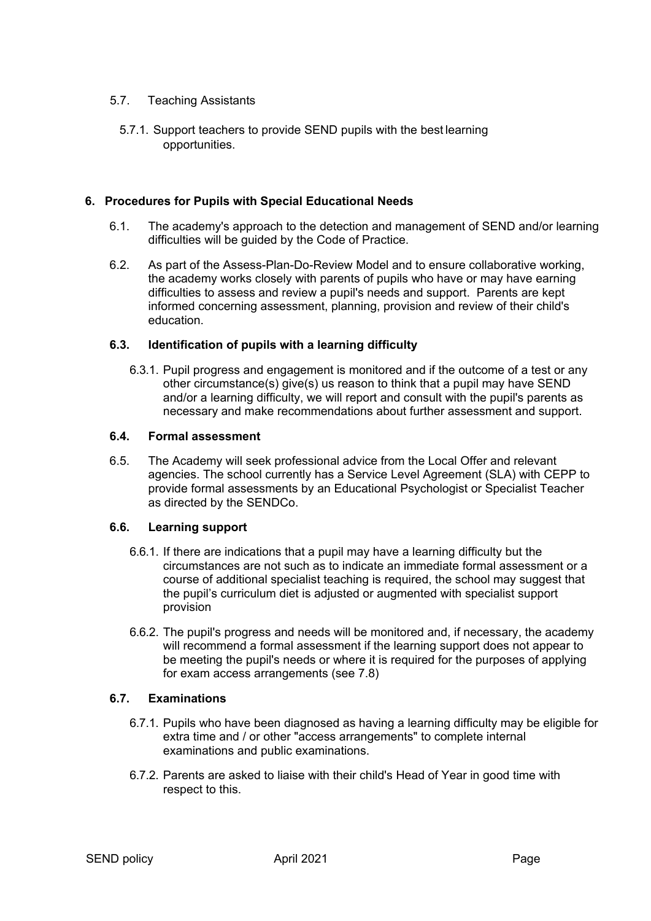5.7. Teaching Assistants

5.7.1. Support teachers to provide SEND pupils with the best learning opportunities.

## 6. Procedures for Pupils with Special Educational Needs

6.1. The academy's approach to the detection and management of SEND and/or learning difficulties will be guided by the Code of Practice.

6.2. As part of the Assess-Plan-Do-Review Model and to ensure collaborative working, the academy works closely with parents of pupils who have or may have earning difficulties to assess and review a pupil's needs and support. Parents are kept informed concerning assessment, planning, provision and review of their child's education.

### 6.3. Identification of pupils with a learning difficulty

6.3.1. Pupil progress and engagement is monitored and if the outcome of a test or any other circumstance(s) give(s) us reason to think that a pupil may have SEND and/or a learning difficulty, we will report and consult with the pupil's parents as necessary and make recommendations about further assessment and support.

### 6.4. Formal assessment

6.5. The Academy will seek professional advice from the Local Offer and relevant agencies. The school currently has a Service Level Agreement (SLA) with CEPP to provide formal assessments by an Educational Psychologist or Specialist Teacher as directed by the SENDCo.

### 6.6. Learning support

6.6.1. If there are indications that a pupil may have a learning difficulty but the circumstances are not such as to indicate an immediate formal assessment or a course of additional specialist teaching is required, the school may suggest that the pupil's curriculum diet is adjusted or augmented with specialist support provision

6.6.2. The pupil's progress and needs will be monitored and, if necessary, the academy will recommend a formal assessment if the learning support does not appear to be meeting the pupil's needs or where it is required for the purposes of applying for exam access arrangements (see 7.8)

### 6.7. Examinations

6.7.1. Pupils who have been diagnosed as having a learning difficulty may be eligible for extra time and / or other "access arrangements" to complete internal examinations and public examinations.

6.7.2. Parents are asked to liaise with their child's Head of Year in good time with respect to this.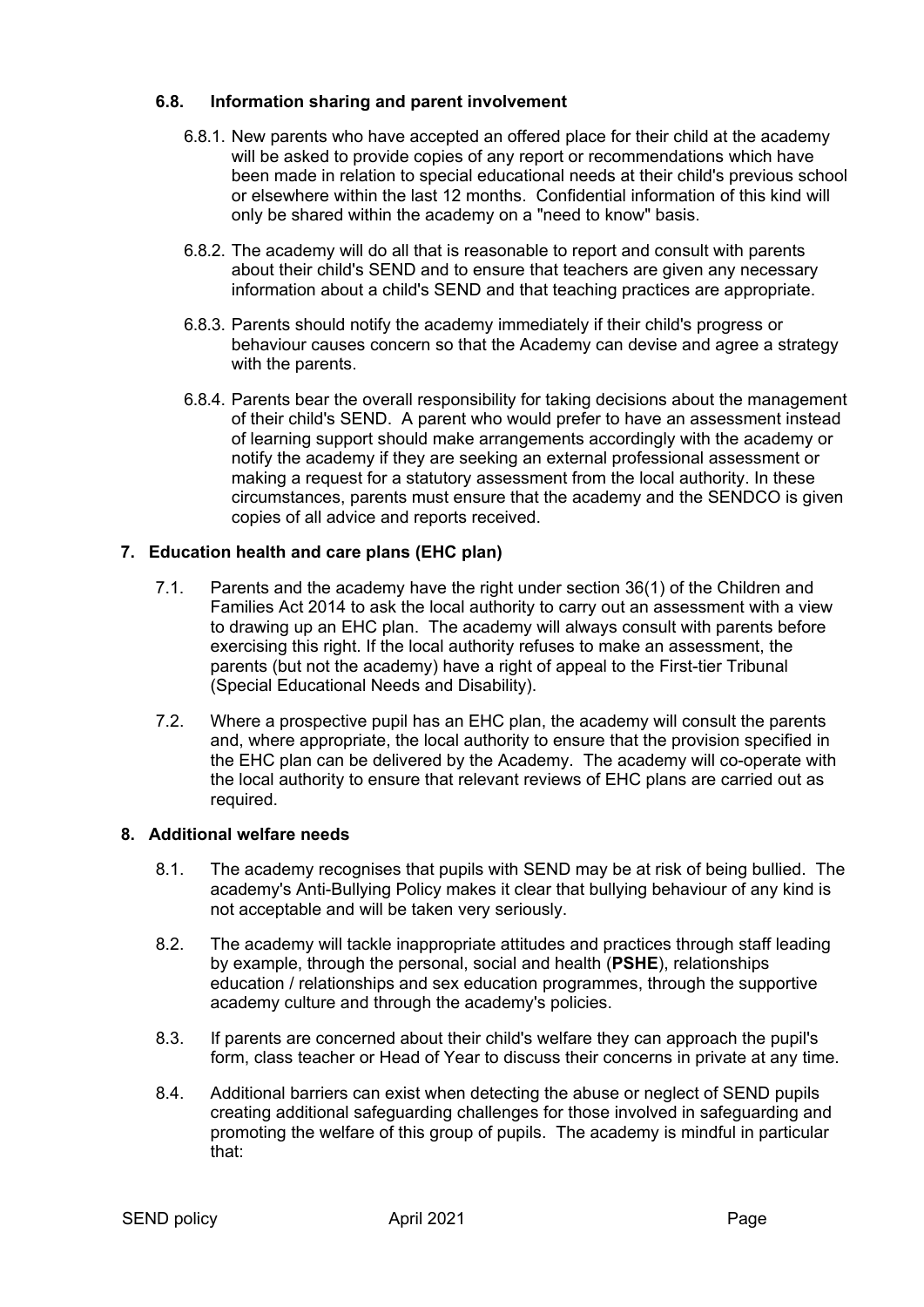### 6.8. Information sharing and parent involvement

6.8.1. New parents who have accepted an offered place for their child at the academy will be asked to provide copies of any report or recommendations which have been made in relation to special educational needs at their child's previous school or elsewhere within the last 12 months. Confidential information of this kind will only be shared within the academy on a "need to know" basis.

6.8.2. The academy will do all that is reasonable to report and consult with parents about their child's SEND and to ensure that teachers are given any necessary information about a child's SEND and that teaching practices are appropriate.

6.8.3. Parents should notify the academy immediately if their child's progress or behaviour causes concern so that the Academy can devise and agree a strategy with the parents.

6.8.4. Parents bear the overall responsibility for taking decisions about the management of their child's SEND. A parent who would prefer to have an assessment instead of learning support should make arrangements accordingly with the academy or notify the academy if they are seeking an external professional assessment or making a request for a statutory assessment from the local authority. In these circumstances, parents must ensure that the academy and the SENDCO is given copies of all advice and reports received.

## 7. Education health and care plans (EHC plan)

7.1. Parents and the academy have the right under section 36(1) of the Children and Families Act 2014 to ask the local authority to carry out an assessment with a view to drawing up an EHC plan. The academy will always consult with parents before exercising this right. If the local authority refuses to make an assessment, the parents (but not the academy) have a right of appeal to the First-tier Tribunal (Special Educational Needs and Disability).

7.2. Where a prospective pupil has an EHC plan, the academy will consult the parents and, where appropriate, the local authority to ensure that the provision specified in the EHC plan can be delivered by the Academy. The academy will co-operate with the local authority to ensure that relevant reviews of EHC plans are carried out as required.

## 8. Additional welfare needs

8.1. The academy recognises that pupils with SEND may be at risk of being bullied. The academy's Anti-Bullying Policy makes it clear that bullying behaviour of any kind is not acceptable and will be taken very seriously.

8.2. The academy will tackle inappropriate attitudes and practices through staff leading by example, through the personal, social and health (**PSHE**), relationships education / relationships and sex education programmes, through the supportive academy culture and through the academy's policies.

8.3. If parents are concerned about their child's welfare they can approach the pupil's form, class teacher or Head of Year to discuss their concerns in private at any time.

8.4. Additional barriers can exist when detecting the abuse or neglect of SEND pupils creating additional safeguarding challenges for those involved in safeguarding and promoting the welfare of this group of pupils. The academy is mindful in particular that: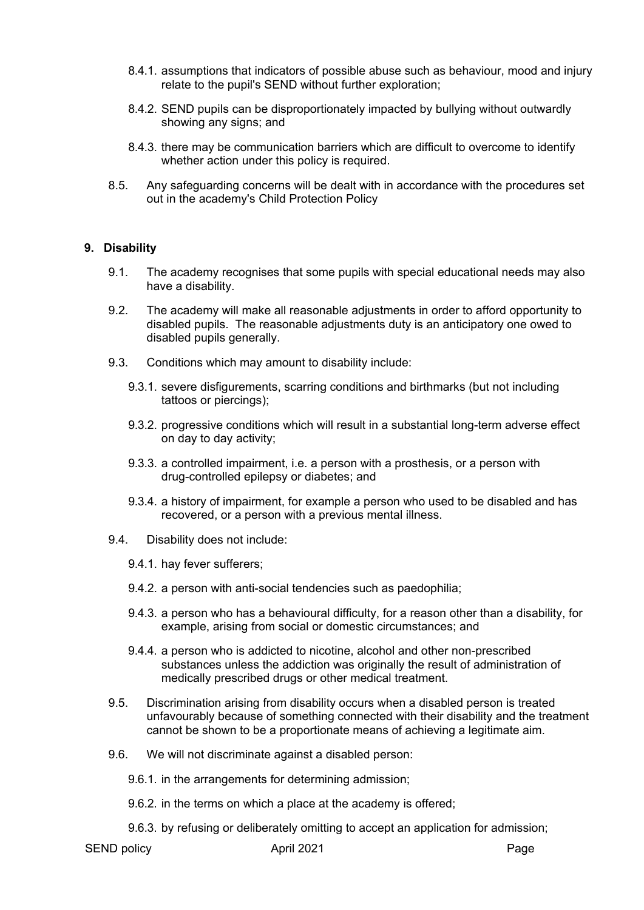8.4.1. assumptions that indicators of possible abuse such as behaviour, mood and injury relate to the pupil's SEND without further exploration;

8.4.2. SEND pupils can be disproportionately impacted by bullying without outwardly showing any signs; and

8.4.3. there may be communication barriers which are difficult to overcome to identify whether action under this policy is required.

8.5. Any safeguarding concerns will be dealt with in accordance with the procedures set out in the academy's Child Protection Policy

## 9. Disability

9.1. The academy recognises that some pupils with special educational needs may also have a disability.

9.2. The academy will make all reasonable adjustments in order to afford opportunity to disabled pupils. The reasonable adjustments duty is an anticipatory one owed to disabled pupils generally.

9.3. Conditions which may amount to disability include:

9.3.1. severe disfigurements, scarring conditions and birthmarks (but not including tattoos or piercings);

9.3.2. progressive conditions which will result in a substantial long-term adverse effect on day to day activity;

9.3.3. a controlled impairment, i.e. a person with a prosthesis, or a person with drug-controlled epilepsy or diabetes; and

9.3.4. a history of impairment, for example a person who used to be disabled and has recovered, or a person with a previous mental illness.

9.4. Disability does not include:

9.4.1. hay fever sufferers;

9.4.2. a person with anti-social tendencies such as paedophilia;

9.4.3. a person who has a behavioural difficulty, for a reason other than a disability, for example, arising from social or domestic circumstances; and

9.4.4. a person who is addicted to nicotine, alcohol and other non-prescribed substances unless the addiction was originally the result of administration of medically prescribed drugs or other medical treatment.

9.5. Discrimination arising from disability occurs when a disabled person is treated unfavourably because of something connected with their disability and the treatment cannot be shown to be a proportionate means of achieving a legitimate aim.

9.6. We will not discriminate against a disabled person:

9.6.1. in the arrangements for determining admission;

9.6.2. in the terms on which a place at the academy is offered;

9.6.3. by refusing or deliberately omitting to accept an application for admission;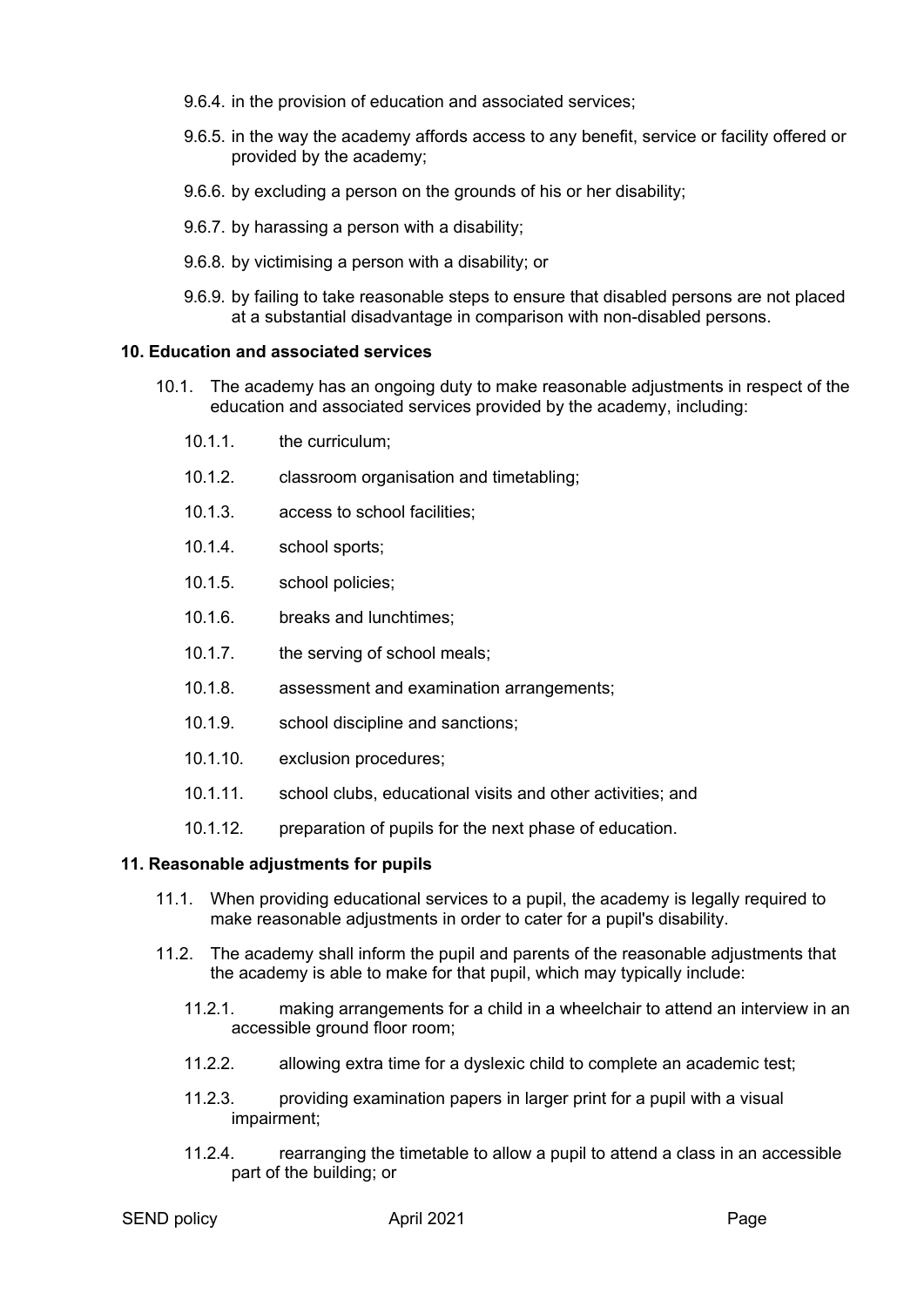9.6.4. in the provision of education and associated services;

9.6.5. in the way the academy affords access to any benefit, service or facility offered or provided by the academy;

9.6.6. by excluding a person on the grounds of his or her disability;

9.6.7. by harassing a person with a disability;

9.6.8. by victimising a person with a disability; or

9.6.9. by failing to take reasonable steps to ensure that disabled persons are not placed at a substantial disadvantage in comparison with non-disabled persons.

**10. Education and associated services**

10.1. The academy has an ongoing duty to make reasonable adjustments in respect of the education and associated services provided by the academy, including:

10.1.1. the curriculum;

10.1.2. classroom organisation and timetabling;

10.1.3. access to school facilities;

10.1.4. school sports;

10.1.5. school policies;

10.1.6. breaks and lunchtimes;

10.1.7. the serving of school meals;

10.1.8. assessment and examination arrangements;

10.1.9. school discipline and sanctions;

10.1.10. exclusion procedures;

10.1.11. school clubs, educational visits and other activities; and

10.1.12. preparation of pupils for the next phase of education.

**11. Reasonable adjustments for pupils**

11.1. When providing educational services to a pupil, the academy is legally required to make reasonable adjustments in order to cater for a pupil's disability.

11.2. The academy shall inform the pupil and parents of the reasonable adjustments that the academy is able to make for that pupil, which may typically include:

11.2.1. making arrangements for a child in a wheelchair to attend an interview in an accessible ground floor room;

11.2.2. allowing extra time for a dyslexic child to complete an academic test;

11.2.3. providing examination papers in larger print for a pupil with a visual impairment;

11.2.4. rearranging the timetable to allow a pupil to attend a class in an accessible part of the building; or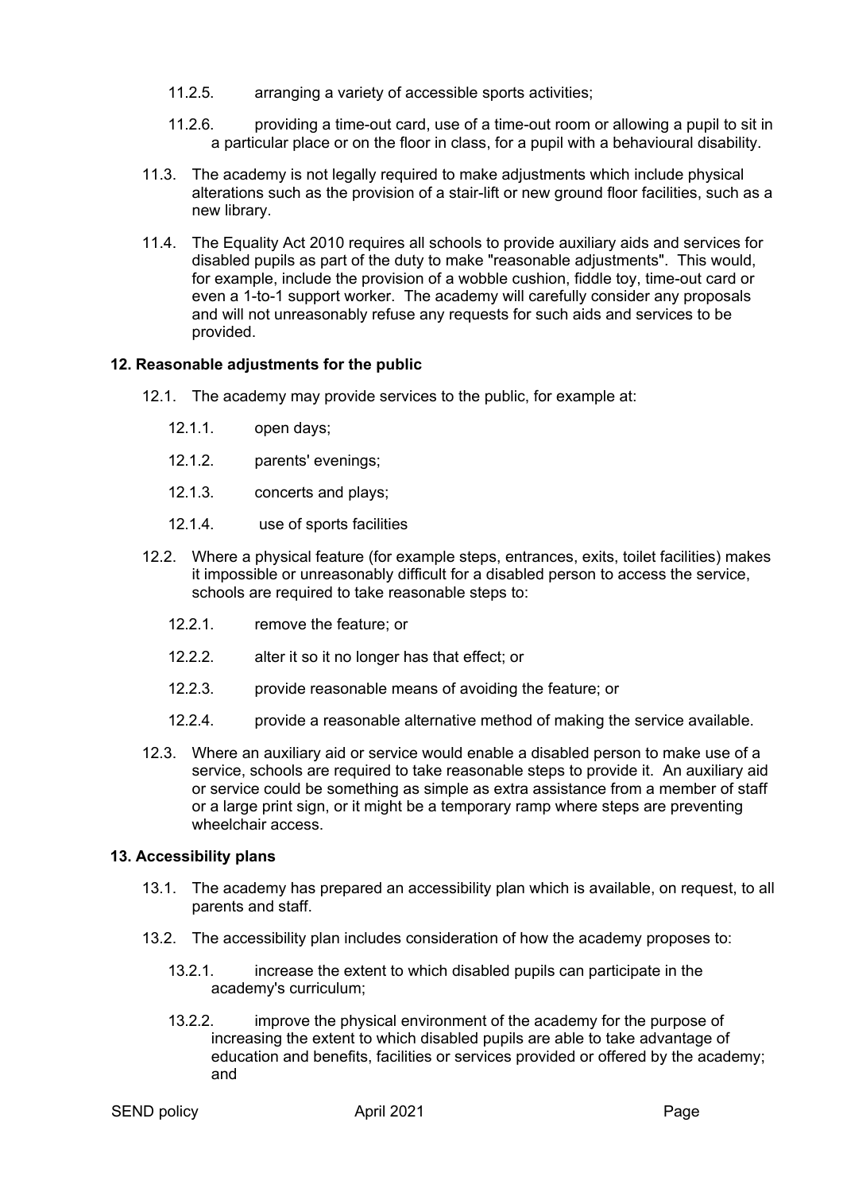11.2.5. arranging a variety of accessible sports activities;

11.2.6. providing a time-out card, use of a time-out room or allowing a pupil to sit in a particular place or on the floor in class, for a pupil with a behavioural disability.

11.3. The academy is not legally required to make adjustments which include physical alterations such as the provision of a stair-lift or new ground floor facilities, such as a new library.

11.4. The Equality Act 2010 requires all schools to provide auxiliary aids and services for disabled pupils as part of the duty to make "reasonable adjustments". This would, for example, include the provision of a wobble cushion, fiddle toy, time-out card or even a 1-to-1 support worker. The academy will carefully consider any proposals and will not unreasonably refuse any requests for such aids and services to be provided.

**12. Reasonable adjustments for the public**

12.1. The academy may provide services to the public, for example at:

12.1.1. open days;

12.1.2. parents' evenings;

12.1.3. concerts and plays;

12.1.4. use of sports facilities

12.2. Where a physical feature (for example steps, entrances, exits, toilet facilities) makes it impossible or unreasonably difficult for a disabled person to access the service, schools are required to take reasonable steps to:

12.2.1. remove the feature; or

12.2.2. alter it so it no longer has that effect; or

12.2.3. provide reasonable means of avoiding the feature; or

12.2.4. provide a reasonable alternative method of making the service available.

12.3. Where an auxiliary aid or service would enable a disabled person to make use of a service, schools are required to take reasonable steps to provide it. An auxiliary aid or service could be something as simple as extra assistance from a member of staff or a large print sign, or it might be a temporary ramp where steps are preventing wheelchair access.

**13. Accessibility plans**

13.1. The academy has prepared an accessibility plan which is available, on request, to all parents and staff.

13.2. The accessibility plan includes consideration of how the academy proposes to:

13.2.1. increase the extent to which disabled pupils can participate in the academy's curriculum;

13.2.2. improve the physical environment of the academy for the purpose of increasing the extent to which disabled pupils are able to take advantage of education and benefits, facilities or services provided or offered by the academy; and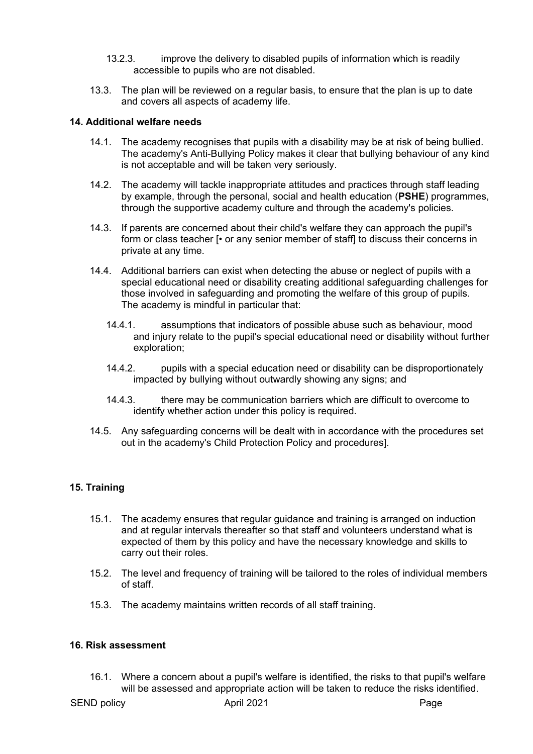13.2.3. improve the delivery to disabled pupils of information which is readily accessible to pupils who are not disabled.

13.3. The plan will be reviewed on a regular basis, to ensure that the plan is up to date and covers all aspects of academy life.

## 14. Additional welfare needs

14.1. The academy recognises that pupils with a disability may be at risk of being bullied. The academy's Anti-Bullying Policy makes it clear that bullying behaviour of any kind is not acceptable and will be taken very seriously.

14.2. The academy will tackle inappropriate attitudes and practices through staff leading by example, through the personal, social and health education (**PSHE**) programmes, through the supportive academy culture and through the academy's policies.

14.3. If parents are concerned about their child's welfare they can approach the pupil's form or class teacher [• or any senior member of staff] to discuss their concerns in private at any time.

14.4. Additional barriers can exist when detecting the abuse or neglect of pupils with a special educational need or disability creating additional safeguarding challenges for those involved in safeguarding and promoting the welfare of this group of pupils. The academy is mindful in particular that:

14.4.1. assumptions that indicators of possible abuse such as behaviour, mood and injury relate to the pupil's special educational need or disability without further exploration;

14.4.2. pupils with a special education need or disability can be disproportionately impacted by bullying without outwardly showing any signs; and

14.4.3. there may be communication barriers which are difficult to overcome to identify whether action under this policy is required.

14.5. Any safeguarding concerns will be dealt with in accordance with the procedures set out in the academy's Child Protection Policy and procedures].

## 15. Training

15.1. The academy ensures that regular guidance and training is arranged on induction and at regular intervals thereafter so that staff and volunteers understand what is expected of them by this policy and have the necessary knowledge and skills to carry out their roles.

15.2. The level and frequency of training will be tailored to the roles of individual members of staff.

15.3. The academy maintains written records of all staff training.

## 16. Risk assessment

16.1. Where a concern about a pupil's welfare is identified, the risks to that pupil's welfare will be assessed and appropriate action will be taken to reduce the risks identified.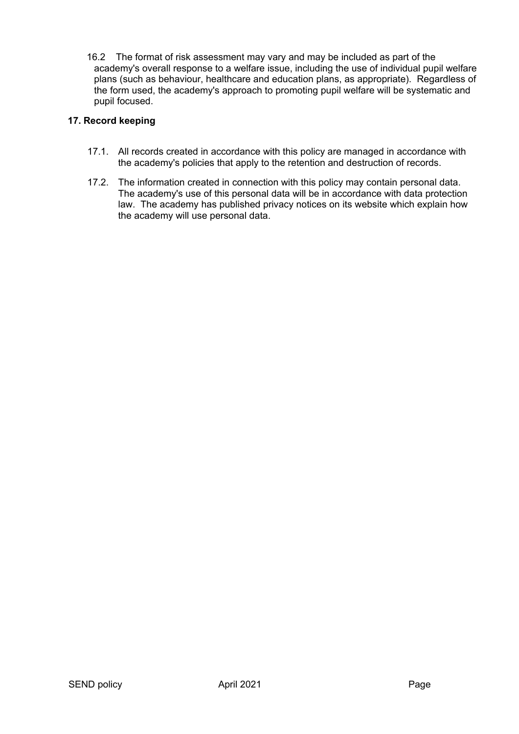16.2 The format of risk assessment may vary and may be included as part of the academy's overall response to a welfare issue, including the use of individual pupil welfare plans (such as behaviour, healthcare and education plans, as appropriate). Regardless of the form used, the academy's approach to promoting pupil welfare will be systematic and pupil focused.

## 17. Record keeping

17.1. All records created in accordance with this policy are managed in accordance with the academy's policies that apply to the retention and destruction of records.

17.2. The information created in connection with this policy may contain personal data. The academy's use of this personal data will be in accordance with data protection law. The academy has published privacy notices on its website which explain how the academy will use personal data.